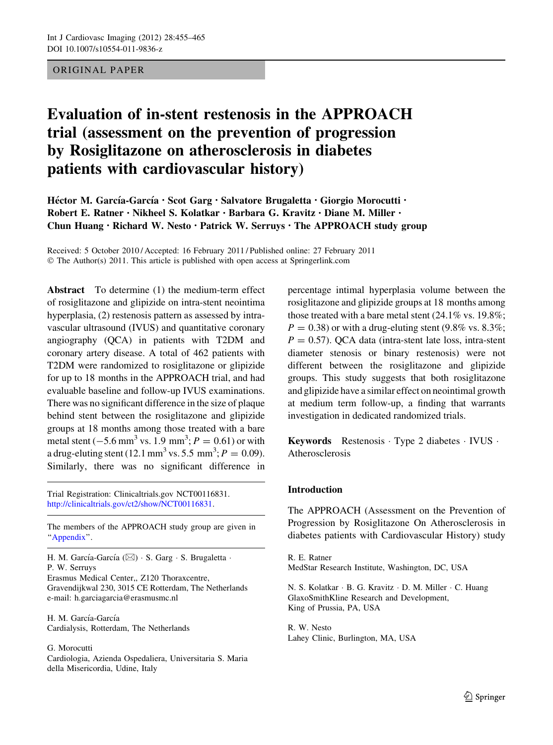ORIGINAL PAPER

# Evaluation of in-stent restenosis in the APPROACH trial (assessment on the prevention of progression by Rosiglitazone on atherosclerosis in diabetes patients with cardiovascular history)

Héctor M. García-García · Scot Garg · Salvatore Brugaletta · Giorgio Morocutti · Robert E. Ratner · Nikheel S. Kolatkar · Barbara G. Kravitz · Diane M. Miller · Chun Huang · Richard W. Nesto · Patrick W. Serruys · The APPROACH study group

Received: 5 October 2010 / Accepted: 16 February 2011 / Published online: 27 February 2011
© The Author(s) 2011. This article is published with open access at Springerlink.com

**Abstract** To determine (1) the medium-term effect of rosiglitazone and glipizide on intra-stent neointima hyperplasia, (2) restenosis pattern as assessed by intravascular ultrasound (IVUS) and quantitative coronary angiography (QCA) in patients with T2DM and coronary artery disease. A total of 462 patients with T2DM were randomized to rosiglitazone or glipizide for up to 18 months in the APPROACH trial, and had evaluable baseline and follow-up IVUS examinations. There was no significant difference in the size of plaque behind stent between the rosiglitazone and glipizide groups at 18 months among those treated with a bare metal stent ($-5.6$ mm$^3$ vs. 1.9 mm$^3$; $P = 0.61$) or with a drug-eluting stent (12.1 mm$^3$ vs. 5.5 mm$^3$; $P = 0.09$). Similarly, there was no significant difference in percentage intimal hyperplasia volume between the rosiglitazone and glipizide groups at 18 months among those treated with a bare metal stent (24.1% vs. 19.8%; $P = 0.38$) or with a drug-eluting stent (9.8% vs. 8.3%; $P = 0.57$). QCA data (intra-stent late loss, intra-stent diameter stenosis or binary restenosis) were not different between the rosiglitazone and glipizide groups. This study suggests that both rosiglitazone and glipizide have a similar effect on neointimal growth at medium term follow-up, a finding that warrants investigation in dedicated randomized trials.

**Keywords** Restenosis · Type 2 diabetes · IVUS · Atherosclerosis

Trial Registration: Clinicaltrials.gov NCT00116831. http://clinicaltrials.gov/ct2/show/NCT00116831.

The members of the APPROACH study group are given in "Appendix".

H. M. García-García (✉) · S. Garg · S. Brugaletta · P. W. Serruys
Erasmus Medical Center,, Z120 Thoraxcentre, Gravendijkwal 230, 3015 CE Rotterdam, The Netherlands
e-mail: h.garciagarcia@erasmusmc.nl

H. M. García-García
Cardialysis, Rotterdam, The Netherlands

G. Morocutti
Cardiologia, Azienda Ospedaliera, Universitaria S. Maria della Misericordia, Udine, Italy

R. E. Ratner
MedStar Research Institute, Washington, DC, USA

N. S. Kolatkar · B. G. Kravitz · D. M. Miller · C. Huang
GlaxoSmithKline Research and Development, King of Prussia, PA, USA

R. W. Nesto
Lahey Clinic, Burlington, MA, USA

## Introduction

The APPROACH (Assessment on the Prevention of Progression by Rosiglitazone On Atherosclerosis in diabetes patients with Cardiovascular History) study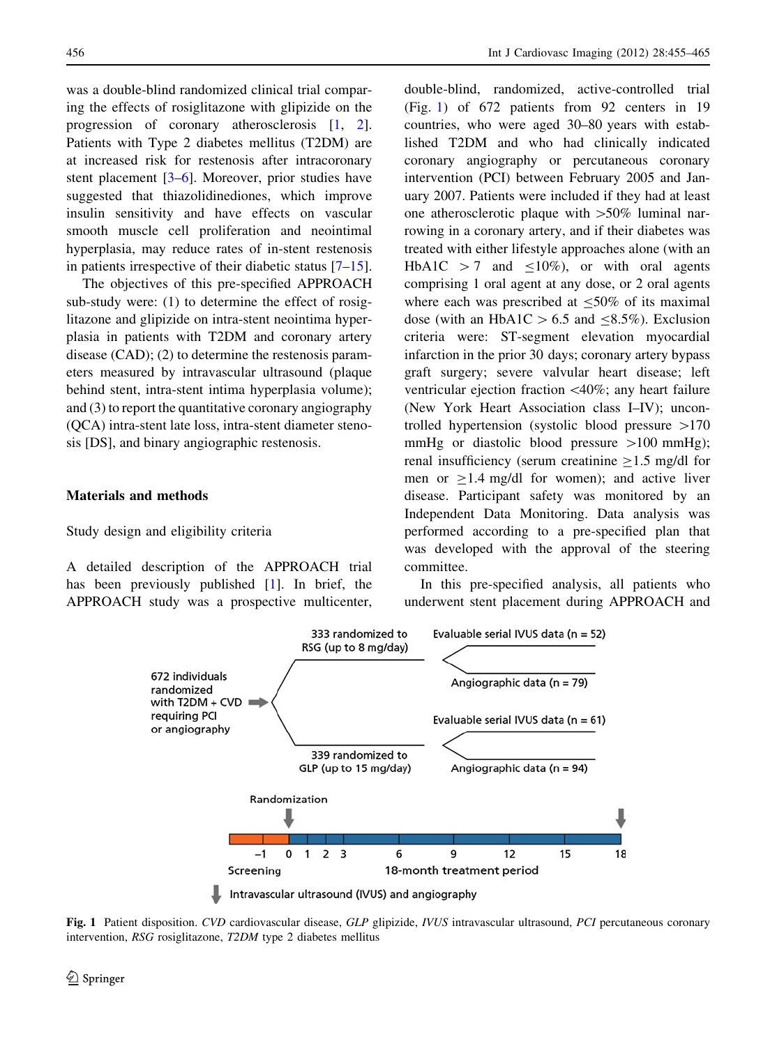was a double-blind randomized clinical trial comparing the effects of rosiglitazone with glipizide on the progression of coronary atherosclerosis [1, 2]. Patients with Type 2 diabetes mellitus (T2DM) are at increased risk for restenosis after intracoronary stent placement [3–6]. Moreover, prior studies have suggested that thiazolidinediones, which improve insulin sensitivity and have effects on vascular smooth muscle cell proliferation and neointimal hyperplasia, may reduce rates of in-stent restenosis in patients irrespective of their diabetic status [7–15].

The objectives of this pre-specified APPROACH sub-study were: (1) to determine the effect of rosiglitazone and glipizide on intra-stent neointima hyperplasia in patients with T2DM and coronary artery disease (CAD); (2) to determine the restenosis parameters measured by intravascular ultrasound (plaque behind stent, intra-stent intima hyperplasia volume); and (3) to report the quantitative coronary angiography (QCA) intra-stent late loss, intra-stent diameter stenosis [DS], and binary angiographic restenosis.

## Materials and methods

### Study design and eligibility criteria

A detailed description of the APPROACH trial has been previously published [1]. In brief, the APPROACH study was a prospective multicenter, double-blind, randomized, active-controlled trial (Fig. 1) of 672 patients from 92 centers in 19 countries, who were aged 30–80 years with established T2DM and who had clinically indicated coronary angiography or percutaneous coronary intervention (PCI) between February 2005 and January 2007. Patients were included if they had at least one atherosclerotic plaque with >50% luminal narrowing in a coronary artery, and if their diabetes was treated with either lifestyle approaches alone (with an HbA1C $>7$ and $\leq 10\%$), or with oral agents comprising 1 oral agent at any dose, or 2 oral agents where each was prescribed at $\leq 50\%$ of its maximal dose (with an HbA1C $> 6.5$ and $\leq 8.5\%$). Exclusion criteria were: ST-segment elevation myocardial infarction in the prior 30 days; coronary artery bypass graft surgery; severe valvular heart disease; left ventricular ejection fraction <40%; any heart failure (New York Heart Association class I–IV); uncontrolled hypertension (systolic blood pressure >170 mmHg or diastolic blood pressure >100 mmHg); renal insufficiency (serum creatinine $\geq 1.5$ mg/dl for men or $\geq 1.4$ mg/dl for women); and active liver disease. Participant safety was monitored by an Independent Data Monitoring. Data analysis was performed according to a pre-specified plan that was developed with the approval of the steering committee.

In this pre-specified analysis, all patients who underwent stent placement during APPROACH and

672 individuals randomized with T2DM + CVD requiring PCI or angiography → 333 randomized to RSG (up to 8 mg/day): Evaluable serial IVUS data (n = 52); Angiographic data (n = 79). 339 randomized to GLP (up to 15 mg/day): Evaluable serial IVUS data (n = 61); Angiographic data (n = 94).

Timeline: Screening (−1, 0); Randomization at 0; 18-month treatment period (1, 2, 3, 6, 9, 12, 15, 18). Intravascular ultrasound (IVUS) and angiography at 0 and 18.

**Fig. 1** Patient disposition. *CVD* cardiovascular disease, *GLP* glipizide, *IVUS* intravascular ultrasound, *PCI* percutaneous coronary intervention, *RSG* rosiglitazone, *T2DM* type 2 diabetes mellitus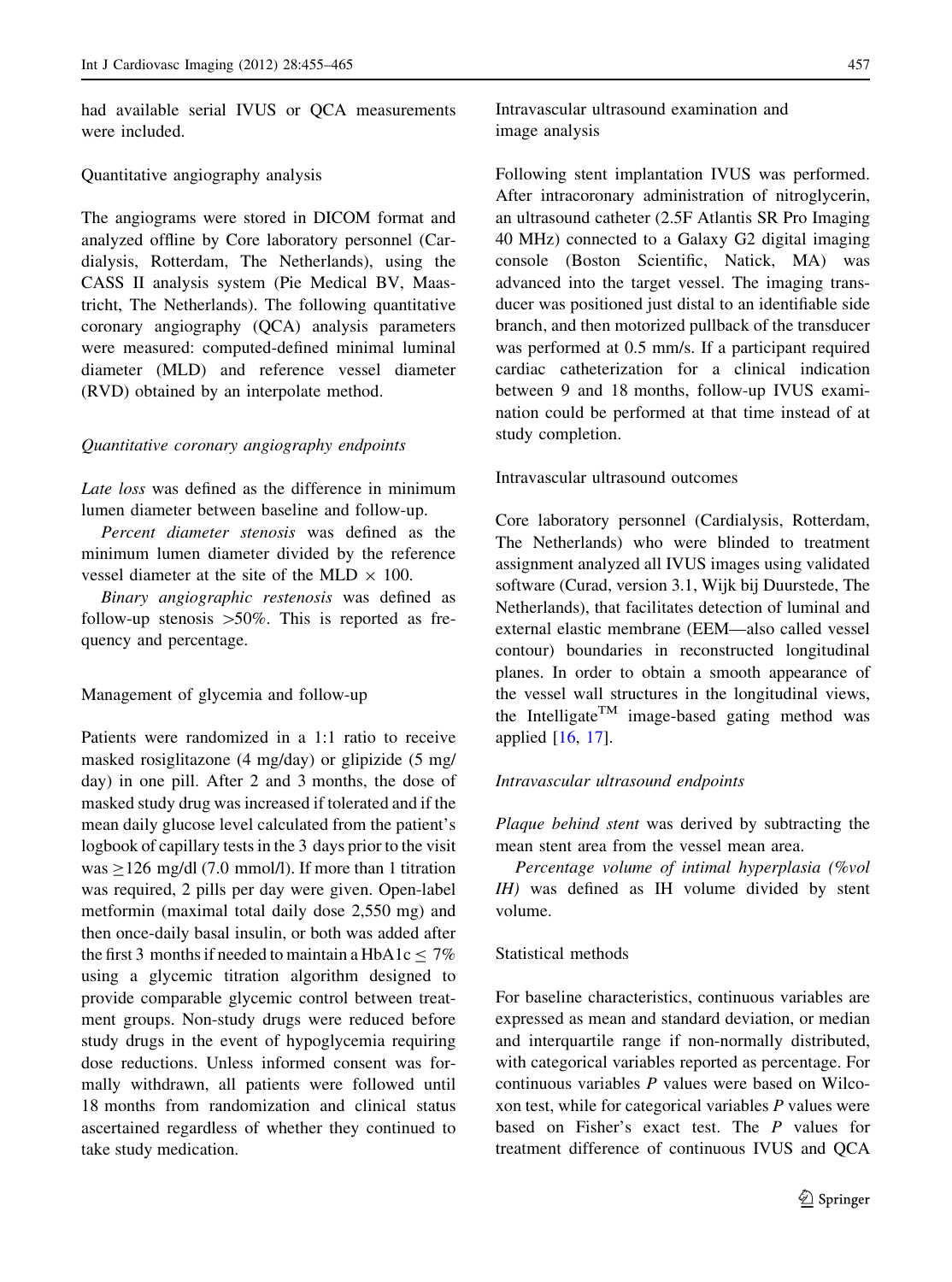had available serial IVUS or QCA measurements were included.

## Quantitative angiography analysis

The angiograms were stored in DICOM format and analyzed offline by Core laboratory personnel (Cardialysis, Rotterdam, The Netherlands), using the CASS II analysis system (Pie Medical BV, Maastricht, The Netherlands). The following quantitative coronary angiography (QCA) analysis parameters were measured: computed-defined minimal luminal diameter (MLD) and reference vessel diameter (RVD) obtained by an interpolate method.

### *Quantitative coronary angiography endpoints*

*Late loss* was defined as the difference in minimum lumen diameter between baseline and follow-up.

*Percent diameter stenosis* was defined as the minimum lumen diameter divided by the reference vessel diameter at the site of the MLD $\times$ 100.

*Binary angiographic restenosis* was defined as follow-up stenosis >50%. This is reported as frequency and percentage.

## Management of glycemia and follow-up

Patients were randomized in a 1:1 ratio to receive masked rosiglitazone (4 mg/day) or glipizide (5 mg/day) in one pill. After 2 and 3 months, the dose of masked study drug was increased if tolerated and if the mean daily glucose level calculated from the patient's logbook of capillary tests in the 3 days prior to the visit was $\geq$126 mg/dl (7.0 mmol/l). If more than 1 titration was required, 2 pills per day were given. Open-label metformin (maximal total daily dose 2,550 mg) and then once-daily basal insulin, or both was added after the first 3 months if needed to maintain a HbA1c $\leq$ 7% using a glycemic titration algorithm designed to provide comparable glycemic control between treatment groups. Non-study drugs were reduced before study drugs in the event of hypoglycemia requiring dose reductions. Unless informed consent was formally withdrawn, all patients were followed until 18 months from randomization and clinical status ascertained regardless of whether they continued to take study medication.

## Intravascular ultrasound examination and image analysis

Following stent implantation IVUS was performed. After intracoronary administration of nitroglycerin, an ultrasound catheter (2.5F Atlantis SR Pro Imaging 40 MHz) connected to a Galaxy G2 digital imaging console (Boston Scientific, Natick, MA) was advanced into the target vessel. The imaging transducer was positioned just distal to an identifiable side branch, and then motorized pullback of the transducer was performed at 0.5 mm/s. If a participant required cardiac catheterization for a clinical indication between 9 and 18 months, follow-up IVUS examination could be performed at that time instead of at study completion.

## Intravascular ultrasound outcomes

Core laboratory personnel (Cardialysis, Rotterdam, The Netherlands) who were blinded to treatment assignment analyzed all IVUS images using validated software (Curad, version 3.1, Wijk bij Duurstede, The Netherlands), that facilitates detection of luminal and external elastic membrane (EEM—also called vessel contour) boundaries in reconstructed longitudinal planes. In order to obtain a smooth appearance of the vessel wall structures in the longitudinal views, the Intelligate™ image-based gating method was applied [16, 17].

### *Intravascular ultrasound endpoints*

*Plaque behind stent* was derived by subtracting the mean stent area from the vessel mean area.

*Percentage volume of intimal hyperplasia (%vol IH)* was defined as IH volume divided by stent volume.

## Statistical methods

For baseline characteristics, continuous variables are expressed as mean and standard deviation, or median and interquartile range if non-normally distributed, with categorical variables reported as percentage. For continuous variables *P* values were based on Wilcoxon test, while for categorical variables *P* values were based on Fisher's exact test. The *P* values for treatment difference of continuous IVUS and QCA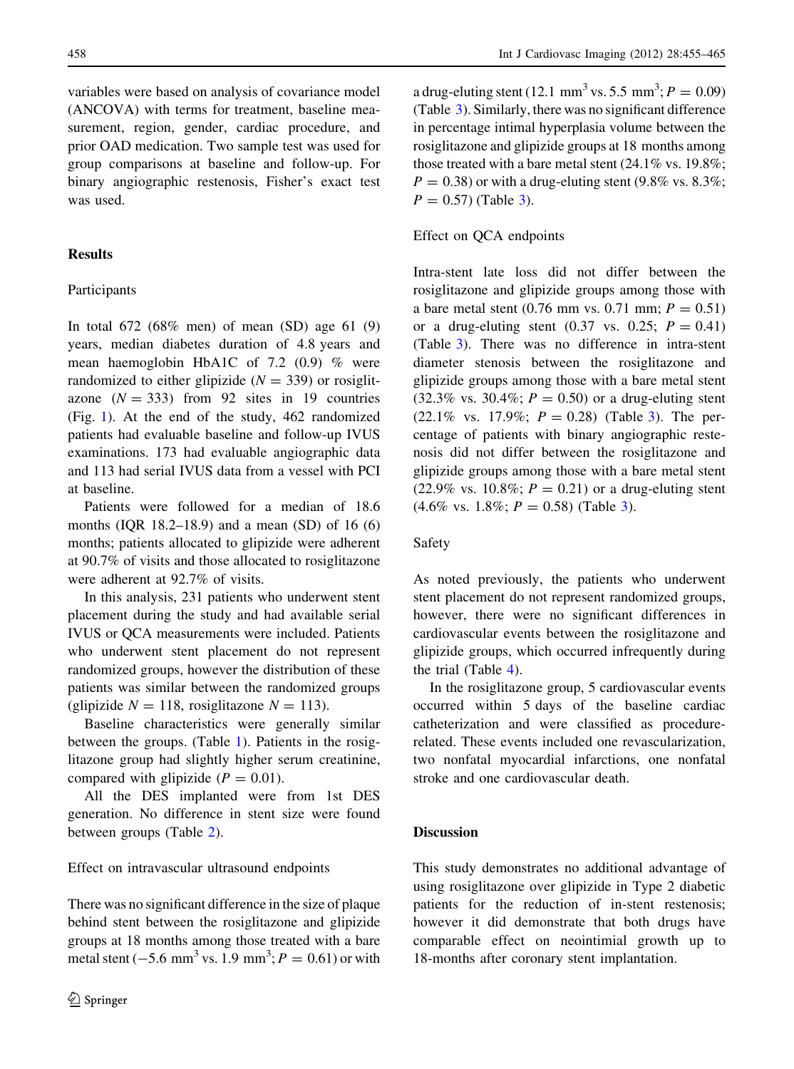variables were based on analysis of covariance model (ANCOVA) with terms for treatment, baseline measurement, region, gender, cardiac procedure, and prior OAD medication. Two sample test was used for group comparisons at baseline and follow-up. For binary angiographic restenosis, Fisher's exact test was used.

## Results

### Participants

In total 672 (68% men) of mean (SD) age 61 (9) years, median diabetes duration of 4.8 years and mean haemoglobin HbA1C of 7.2 (0.9) % were randomized to either glipizide ($N = 339$) or rosiglitazone ($N = 333$) from 92 sites in 19 countries (Fig. 1). At the end of the study, 462 randomized patients had evaluable baseline and follow-up IVUS examinations. 173 had evaluable angiographic data and 113 had serial IVUS data from a vessel with PCI at baseline.

Patients were followed for a median of 18.6 months (IQR 18.2–18.9) and a mean (SD) of 16 (6) months; patients allocated to glipizide were adherent at 90.7% of visits and those allocated to rosiglitazone were adherent at 92.7% of visits.

In this analysis, 231 patients who underwent stent placement during the study and had available serial IVUS or QCA measurements were included. Patients who underwent stent placement do not represent randomized groups, however the distribution of these patients was similar between the randomized groups (glipizide $N = 118$, rosiglitazone $N = 113$).

Baseline characteristics were generally similar between the groups. (Table 1). Patients in the rosiglitazone group had slightly higher serum creatinine, compared with glipizide ($P = 0.01$).

All the DES implanted were from 1st DES generation. No difference in stent size were found between groups (Table 2).

### Effect on intravascular ultrasound endpoints

There was no significant difference in the size of plaque behind stent between the rosiglitazone and glipizide groups at 18 months among those treated with a bare metal stent ($-5.6$ mm$^3$ vs. 1.9 mm$^3$; $P = 0.61$) or with a drug-eluting stent (12.1 mm$^3$ vs. 5.5 mm$^3$; $P = 0.09$) (Table 3). Similarly, there was no significant difference in percentage intimal hyperplasia volume between the rosiglitazone and glipizide groups at 18 months among those treated with a bare metal stent (24.1% vs. 19.8%; $P = 0.38$) or with a drug-eluting stent (9.8% vs. 8.3%; $P = 0.57$) (Table 3).

### Effect on QCA endpoints

Intra-stent late loss did not differ between the rosiglitazone and glipizide groups among those with a bare metal stent (0.76 mm vs. 0.71 mm; $P = 0.51$) or a drug-eluting stent (0.37 vs. 0.25; $P = 0.41$) (Table 3). There was no difference in intra-stent diameter stenosis between the rosiglitazone and glipizide groups among those with a bare metal stent (32.3% vs. 30.4%; $P = 0.50$) or a drug-eluting stent (22.1% vs. 17.9%; $P = 0.28$) (Table 3). The percentage of patients with binary angiographic restenosis did not differ between the rosiglitazone and glipizide groups among those with a bare metal stent (22.9% vs. 10.8%; $P = 0.21$) or a drug-eluting stent (4.6% vs. 1.8%; $P = 0.58$) (Table 3).

### Safety

As noted previously, the patients who underwent stent placement do not represent randomized groups, however, there were no significant differences in cardiovascular events between the rosiglitazone and glipizide groups, which occurred infrequently during the trial (Table 4).

In the rosiglitazone group, 5 cardiovascular events occurred within 5 days of the baseline cardiac catheterization and were classified as procedure-related. These events included one revascularization, two nonfatal myocardial infarctions, one nonfatal stroke and one cardiovascular death.

## Discussion

This study demonstrates no additional advantage of using rosiglitazone over glipizide in Type 2 diabetic patients for the reduction of in-stent restenosis; however it did demonstrate that both drugs have comparable effect on neointimial growth up to 18-months after coronary stent implantation.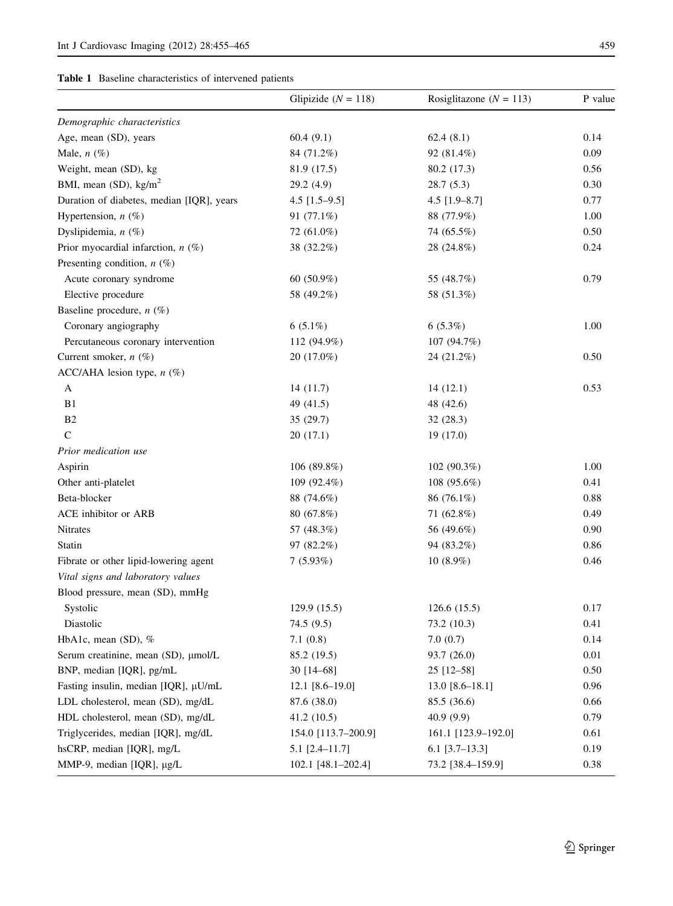**Table 1** Baseline characteristics of intervened patients

| | Glipizide ($N = 118$) | Rosiglitazone ($N = 113$) | P value |
|---|---|---|---|
| *Demographic characteristics* | | | |
| Age, mean (SD), years | 60.4 (9.1) | 62.4 (8.1) | 0.14 |
| Male, *n* (%) | 84 (71.2%) | 92 (81.4%) | 0.09 |
| Weight, mean (SD), kg | 81.9 (17.5) | 80.2 (17.3) | 0.56 |
| BMI, mean (SD), $kg/m^2$ | 29.2 (4.9) | 28.7 (5.3) | 0.30 |
| Duration of diabetes, median [IQR], years | 4.5 [1.5–9.5] | 4.5 [1.9–8.7] | 0.77 |
| Hypertension, *n* (%) | 91 (77.1%) | 88 (77.9%) | 1.00 |
| Dyslipidemia, *n* (%) | 72 (61.0%) | 74 (65.5%) | 0.50 |
| Prior myocardial infarction, *n* (%) | 38 (32.2%) | 28 (24.8%) | 0.24 |
| Presenting condition, *n* (%) | | | |
| Acute coronary syndrome | 60 (50.9%) | 55 (48.7%) | 0.79 |
| Elective procedure | 58 (49.2%) | 58 (51.3%) | |
| Baseline procedure, *n* (%) | | | |
| Coronary angiography | 6 (5.1%) | 6 (5.3%) | 1.00 |
| Percutaneous coronary intervention | 112 (94.9%) | 107 (94.7%) | |
| Current smoker, *n* (%) | 20 (17.0%) | 24 (21.2%) | 0.50 |
| ACC/AHA lesion type, *n* (%) | | | |
| A | 14 (11.7) | 14 (12.1) | 0.53 |
| B1 | 49 (41.5) | 48 (42.6) | |
| B2 | 35 (29.7) | 32 (28.3) | |
| C | 20 (17.1) | 19 (17.0) | |
| *Prior medication use* | | | |
| Aspirin | 106 (89.8%) | 102 (90.3%) | 1.00 |
| Other anti-platelet | 109 (92.4%) | 108 (95.6%) | 0.41 |
| Beta-blocker | 88 (74.6%) | 86 (76.1%) | 0.88 |
| ACE inhibitor or ARB | 80 (67.8%) | 71 (62.8%) | 0.49 |
| Nitrates | 57 (48.3%) | 56 (49.6%) | 0.90 |
| Statin | 97 (82.2%) | 94 (83.2%) | 0.86 |
| Fibrate or other lipid-lowering agent | 7 (5.93%) | 10 (8.9%) | 0.46 |
| *Vital signs and laboratory values* | | | |
| Blood pressure, mean (SD), mmHg | | | |
| Systolic | 129.9 (15.5) | 126.6 (15.5) | 0.17 |
| Diastolic | 74.5 (9.5) | 73.2 (10.3) | 0.41 |
| HbA1c, mean (SD), % | 7.1 (0.8) | 7.0 (0.7) | 0.14 |
| Serum creatinine, mean (SD), μmol/L | 85.2 (19.5) | 93.7 (26.0) | 0.01 |
| BNP, median [IQR], pg/mL | 30 [14–68] | 25 [12–58] | 0.50 |
| Fasting insulin, median [IQR], μU/mL | 12.1 [8.6–19.0] | 13.0 [8.6–18.1] | 0.96 |
| LDL cholesterol, mean (SD), mg/dL | 87.6 (38.0) | 85.5 (36.6) | 0.66 |
| HDL cholesterol, mean (SD), mg/dL | 41.2 (10.5) | 40.9 (9.9) | 0.79 |
| Triglycerides, median [IQR], mg/dL | 154.0 [113.7–200.9] | 161.1 [123.9–192.0] | 0.61 |
| hsCRP, median [IQR], mg/L | 5.1 [2.4–11.7] | 6.1 [3.7–13.3] | 0.19 |
| MMP-9, median [IQR], μg/L | 102.1 [48.1–202.4] | 73.2 [38.4–159.9] | 0.38 |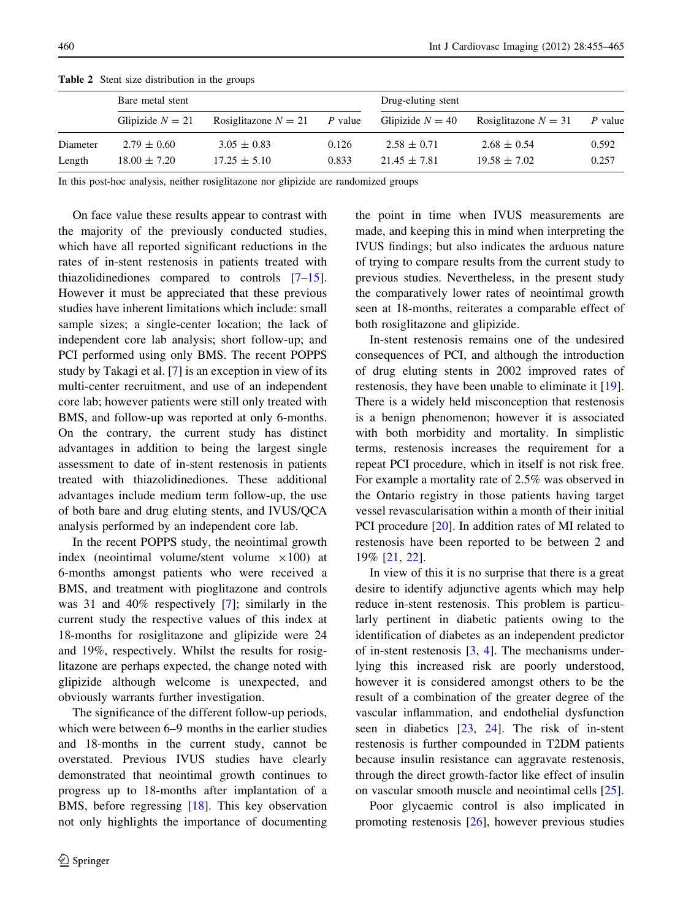**Table 2** Stent size distribution in the groups

| | Bare metal stent | | | Drug-eluting stent | | |
|---|---|---|---|---|---|---|
| | Glipizide $N = 21$ | Rosiglitazone $N = 21$ | $P$ value | Glipizide $N = 40$ | Rosiglitazone $N = 31$ | $P$ value |
| Diameter | 2.79 ± 0.60 | 3.05 ± 0.83 | 0.126 | 2.58 ± 0.71 | 2.68 ± 0.54 | 0.592 |
| Length | 18.00 ± 7.20 | 17.25 ± 5.10 | 0.833 | 21.45 ± 7.81 | 19.58 ± 7.02 | 0.257 |

In this post-hoc analysis, neither rosiglitazone nor glipizide are randomized groups

On face value these results appear to contrast with the majority of the previously conducted studies, which have all reported significant reductions in the rates of in-stent restenosis in patients treated with thiazolidinediones compared to controls [7–15]. However it must be appreciated that these previous studies have inherent limitations which include: small sample sizes; a single-center location; the lack of independent core lab analysis; short follow-up; and PCI performed using only BMS. The recent POPPS study by Takagi et al. [7] is an exception in view of its multi-center recruitment, and use of an independent core lab; however patients were still only treated with BMS, and follow-up was reported at only 6-months. On the contrary, the current study has distinct advantages in addition to being the largest single assessment to date of in-stent restenosis in patients treated with thiazolidinediones. These additional advantages include medium term follow-up, the use of both bare and drug eluting stents, and IVUS/QCA analysis performed by an independent core lab.

In the recent POPPS study, the neointimal growth index (neointimal volume/stent volume $\times 100$) at 6-months amongst patients who were received a BMS, and treatment with pioglitazone and controls was 31 and 40% respectively [7]; similarly in the current study the respective values of this index at 18-months for rosiglitazone and glipizide were 24 and 19%, respectively. Whilst the results for rosiglitazone are perhaps expected, the change noted with glipizide although welcome is unexpected, and obviously warrants further investigation.

The significance of the different follow-up periods, which were between 6–9 months in the earlier studies and 18-months in the current study, cannot be overstated. Previous IVUS studies have clearly demonstrated that neointimal growth continues to progress up to 18-months after implantation of a BMS, before regressing [18]. This key observation not only highlights the importance of documenting the point in time when IVUS measurements are made, and keeping this in mind when interpreting the IVUS findings; but also indicates the arduous nature of trying to compare results from the current study to previous studies. Nevertheless, in the present study the comparatively lower rates of neointimal growth seen at 18-months, reiterates a comparable effect of both rosiglitazone and glipizide.

In-stent restenosis remains one of the undesired consequences of PCI, and although the introduction of drug eluting stents in 2002 improved rates of restenosis, they have been unable to eliminate it [19]. There is a widely held misconception that restenosis is a benign phenomenon; however it is associated with both morbidity and mortality. In simplistic terms, restenosis increases the requirement for a repeat PCI procedure, which in itself is not risk free. For example a mortality rate of 2.5% was observed in the Ontario registry in those patients having target vessel revascularisation within a month of their initial PCI procedure [20]. In addition rates of MI related to restenosis have been reported to be between 2 and 19% [21, 22].

In view of this it is no surprise that there is a great desire to identify adjunctive agents which may help reduce in-stent restenosis. This problem is particularly pertinent in diabetic patients owing to the identification of diabetes as an independent predictor of in-stent restenosis [3, 4]. The mechanisms underlying this increased risk are poorly understood, however it is considered amongst others to be the result of a combination of the greater degree of the vascular inflammation, and endothelial dysfunction seen in diabetics [23, 24]. The risk of in-stent restenosis is further compounded in T2DM patients because insulin resistance can aggravate restenosis, through the direct growth-factor like effect of insulin on vascular smooth muscle and neointimal cells [25].

Poor glycaemic control is also implicated in promoting restenosis [26], however previous studies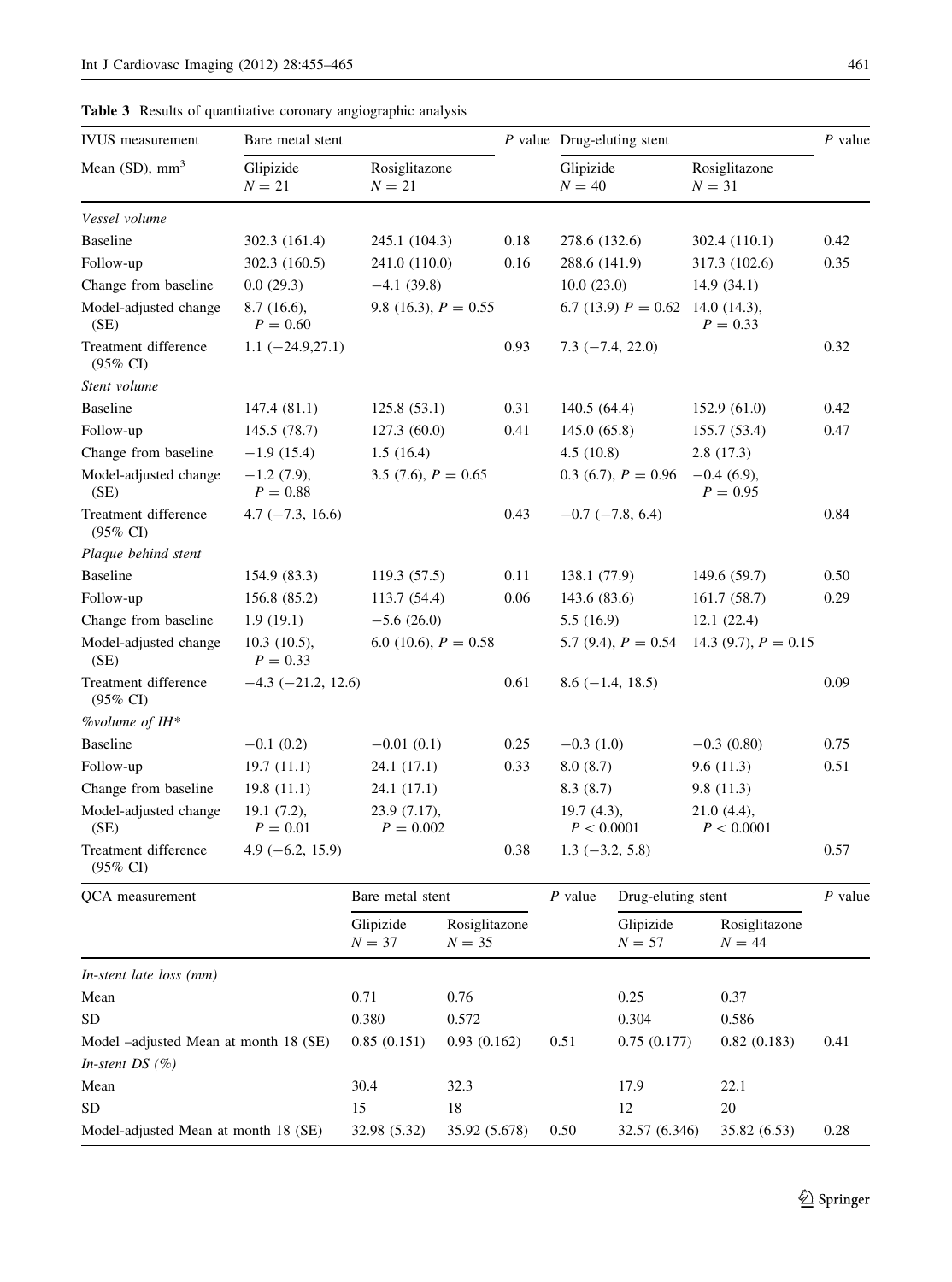**Table 3** Results of quantitative coronary angiographic analysis

| IVUS measurement | Bare metal stent | | P value | Drug-eluting stent | | P value |
|---|---|---|---|---|---|---|
| Mean (SD), mm$^3$ | Glipizide N = 21 | Rosiglitazone N = 21 | | Glipizide N = 40 | Rosiglitazone N = 31 | |
| *Vessel volume* | | | | | | |
| Baseline | 302.3 (161.4) | 245.1 (104.3) | 0.18 | 278.6 (132.6) | 302.4 (110.1) | 0.42 |
| Follow-up | 302.3 (160.5) | 241.0 (110.0) | 0.16 | 288.6 (141.9) | 317.3 (102.6) | 0.35 |
| Change from baseline | 0.0 (29.3) | −4.1 (39.8) | | 10.0 (23.0) | 14.9 (34.1) | |
| Model-adjusted change (SE) | 8.7 (16.6), $P = 0.60$ | 9.8 (16.3), $P = 0.55$ | | 6.7 (13.9) $P = 0.62$ | 14.0 (14.3), $P = 0.33$ | |
| Treatment difference (95% CI) | 1.1 (−24.9,27.1) | | 0.93 | 7.3 (−7.4, 22.0) | | 0.32 |
| *Stent volume* | | | | | | |
| Baseline | 147.4 (81.1) | 125.8 (53.1) | 0.31 | 140.5 (64.4) | 152.9 (61.0) | 0.42 |
| Follow-up | 145.5 (78.7) | 127.3 (60.0) | 0.41 | 145.0 (65.8) | 155.7 (53.4) | 0.47 |
| Change from baseline | −1.9 (15.4) | 1.5 (16.4) | | 4.5 (10.8) | 2.8 (17.3) | |
| Model-adjusted change (SE) | −1.2 (7.9), $P = 0.88$ | 3.5 (7.6), $P = 0.65$ | | 0.3 (6.7), $P = 0.96$ | −0.4 (6.9), $P = 0.95$ | |
| Treatment difference (95% CI) | 4.7 (−7.3, 16.6) | | 0.43 | −0.7 (−7.8, 6.4) | | 0.84 |
| *Plaque behind stent* | | | | | | |
| Baseline | 154.9 (83.3) | 119.3 (57.5) | 0.11 | 138.1 (77.9) | 149.6 (59.7) | 0.50 |
| Follow-up | 156.8 (85.2) | 113.7 (54.4) | 0.06 | 143.6 (83.6) | 161.7 (58.7) | 0.29 |
| Change from baseline | 1.9 (19.1) | −5.6 (26.0) | | 5.5 (16.9) | 12.1 (22.4) | |
| Model-adjusted change (SE) | 10.3 (10.5), $P = 0.33$ | 6.0 (10.6), $P = 0.58$ | | 5.7 (9.4), $P = 0.54$ | 14.3 (9.7), $P = 0.15$ | |
| Treatment difference (95% CI) | −4.3 (−21.2, 12.6) | | 0.61 | 8.6 (−1.4, 18.5) | | 0.09 |
| *%volume of IH** | | | | | | |
| Baseline | −0.1 (0.2) | −0.01 (0.1) | 0.25 | −0.3 (1.0) | −0.3 (0.80) | 0.75 |
| Follow-up | 19.7 (11.1) | 24.1 (17.1) | 0.33 | 8.0 (8.7) | 9.6 (11.3) | 0.51 |
| Change from baseline | 19.8 (11.1) | 24.1 (17.1) | | 8.3 (8.7) | 9.8 (11.3) | |
| Model-adjusted change (SE) | 19.1 (7.2), $P = 0.01$ | 23.9 (7.17), $P = 0.002$ | | 19.7 (4.3), $P < 0.0001$ | 21.0 (4.4), $P < 0.0001$ | |
| Treatment difference (95% CI) | 4.9 (−6.2, 15.9) | | 0.38 | 1.3 (−3.2, 5.8) | | 0.57 |

| QCA measurement | Bare metal stent | | P value | Drug-eluting stent | | P value |
|---|---|---|---|---|---|---|
| | Glipizide N = 37 | Rosiglitazone N = 35 | | Glipizide N = 57 | Rosiglitazone N = 44 | |
| *In-stent late loss (mm)* | | | | | | |
| Mean | 0.71 | 0.76 | | 0.25 | 0.37 | |
| SD | 0.380 | 0.572 | | 0.304 | 0.586 | |
| Model –adjusted Mean at month 18 (SE) | 0.85 (0.151) | 0.93 (0.162) | 0.51 | 0.75 (0.177) | 0.82 (0.183) | 0.41 |
| *In-stent DS (%)* | | | | | | |
| Mean | 30.4 | 32.3 | | 17.9 | 22.1 | |
| SD | 15 | 18 | | 12 | 20 | |
| Model-adjusted Mean at month 18 (SE) | 32.98 (5.32) | 35.92 (5.678) | 0.50 | 32.57 (6.346) | 35.82 (6.53) | 0.28 |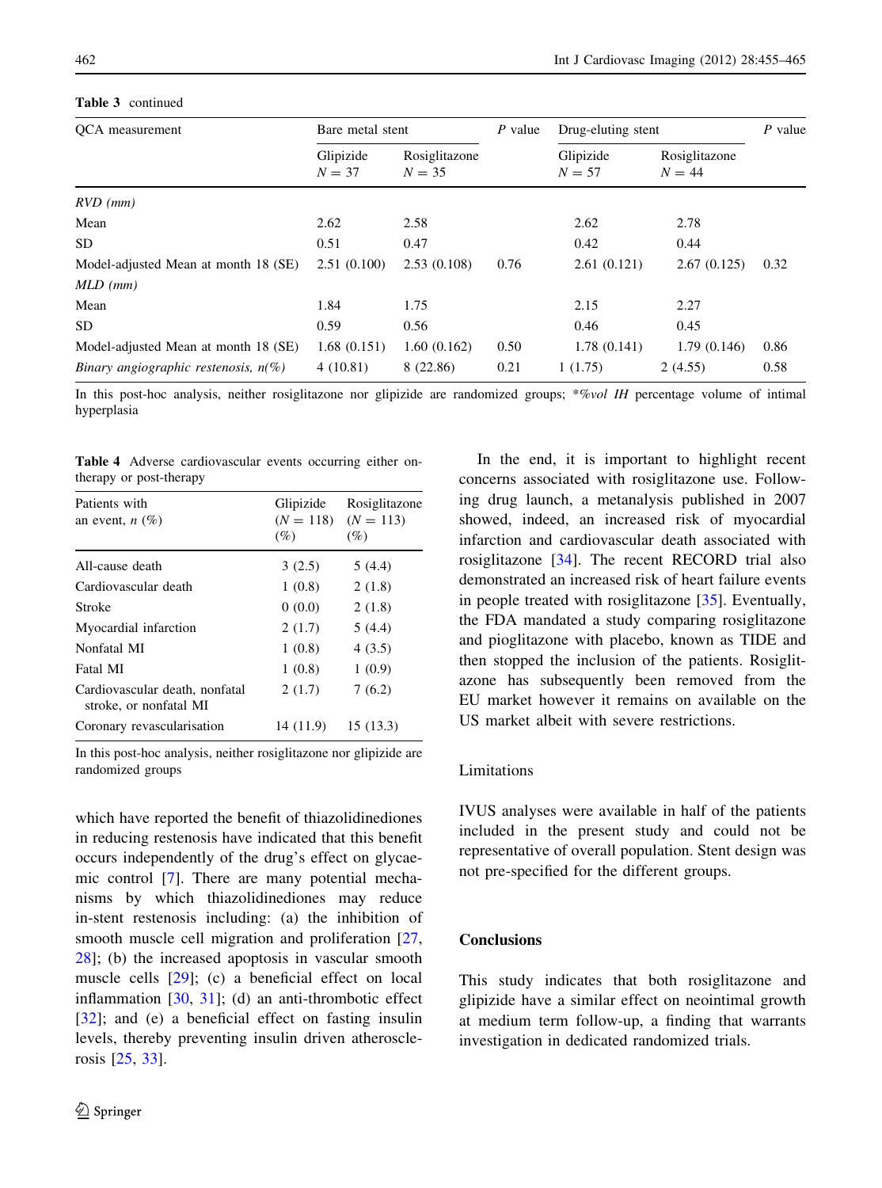**Table 3** continued

| QCA measurement | Bare metal stent | | *P* value | Drug-eluting stent | | *P* value |
|---|---|---|---|---|---|---|
| | Glipizide $N = 37$ | Rosiglitazone $N = 35$ | | Glipizide $N = 57$ | Rosiglitazone $N = 44$ | |
| *RVD (mm)* | | | | | | |
| Mean | 2.62 | 2.58 | | 2.62 | 2.78 | |
| SD | 0.51 | 0.47 | | 0.42 | 0.44 | |
| Model-adjusted Mean at month 18 (SE) | 2.51 (0.100) | 2.53 (0.108) | 0.76 | 2.61 (0.121) | 2.67 (0.125) | 0.32 |
| *MLD (mm)* | | | | | | |
| Mean | 1.84 | 1.75 | | 2.15 | 2.27 | |
| SD | 0.59 | 0.56 | | 0.46 | 0.45 | |
| Model-adjusted Mean at month 18 (SE) | 1.68 (0.151) | 1.60 (0.162) | 0.50 | 1.78 (0.141) | 1.79 (0.146) | 0.86 |
| *Binary angiographic restenosis, n(%)* | 4 (10.81) | 8 (22.86) | 0.21 | 1 (1.75) | 2 (4.55) | 0.58 |

In this post-hoc analysis, neither rosiglitazone nor glipizide are randomized groups; *%*vol IH* percentage volume of intimal hyperplasia

**Table 4** Adverse cardiovascular events occurring either on-therapy or post-therapy

| Patients with an event, *n* (%) | Glipizide ($N = 118$) (%) | Rosiglitazone ($N = 113$) (%) |
|---|---|---|
| All-cause death | 3 (2.5) | 5 (4.4) |
| Cardiovascular death | 1 (0.8) | 2 (1.8) |
| Stroke | 0 (0.0) | 2 (1.8) |
| Myocardial infarction | 2 (1.7) | 5 (4.4) |
| Nonfatal MI | 1 (0.8) | 4 (3.5) |
| Fatal MI | 1 (0.8) | 1 (0.9) |
| Cardiovascular death, nonfatal stroke, or nonfatal MI | 2 (1.7) | 7 (6.2) |
| Coronary revascularisation | 14 (11.9) | 15 (13.3) |

In this post-hoc analysis, neither rosiglitazone nor glipizide are randomized groups

which have reported the benefit of thiazolidinediones in reducing restenosis have indicated that this benefit occurs independently of the drug's effect on glycaemic control [7]. There are many potential mechanisms by which thiazolidinediones may reduce in-stent restenosis including: (a) the inhibition of smooth muscle cell migration and proliferation [27, 28]; (b) the increased apoptosis in vascular smooth muscle cells [29]; (c) a beneficial effect on local inflammation [30, 31]; (d) an anti-thrombotic effect [32]; and (e) a beneficial effect on fasting insulin levels, thereby preventing insulin driven atherosclerosis [25, 33].

In the end, it is important to highlight recent concerns associated with rosiglitazone use. Following drug launch, a metanalysis published in 2007 showed, indeed, an increased risk of myocardial infarction and cardiovascular death associated with rosiglitazone [34]. The recent RECORD trial also demonstrated an increased risk of heart failure events in people treated with rosiglitazone [35]. Eventually, the FDA mandated a study comparing rosiglitazone and pioglitazone with placebo, known as TIDE and then stopped the inclusion of the patients. Rosiglitazone has subsequently been removed from the EU market however it remains on available on the US market albeit with severe restrictions.

## Limitations

IVUS analyses were available in half of the patients included in the present study and could not be representative of overall population. Stent design was not pre-specified for the different groups.

## Conclusions

This study indicates that both rosiglitazone and glipizide have a similar effect on neointimal growth at medium term follow-up, a finding that warrants investigation in dedicated randomized trials.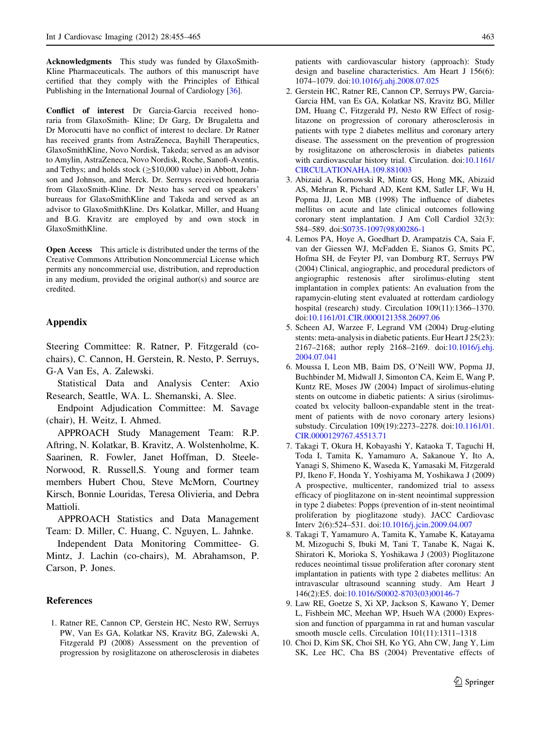**Acknowledgments** This study was funded by GlaxoSmith-Kline Pharmaceuticals. The authors of this manuscript have certified that they comply with the Principles of Ethical Publishing in the International Journal of Cardiology [36].

**Conflict of interest** Dr Garcia-Garcia received honoraria from GlaxoSmith- Kline; Dr Garg, Dr Brugaletta and Dr Morocutti have no conflict of interest to declare. Dr Ratner has received grants from AstraZeneca, Bayhill Therapeutics, GlaxoSmithKline, Novo Nordisk, Takeda; served as an advisor to Amylin, AstraZeneca, Novo Nordisk, Roche, Sanofi-Aventis, and Tethys; and holds stock ($\geq$\$10,000 value) in Abbott, Johnson and Johnson, and Merck. Dr. Serruys received honoraria from GlaxoSmith-Kline. Dr Nesto has served on speakers' bureaus for GlaxoSmithKline and Takeda and served as an advisor to GlaxoSmithKline. Drs Kolatkar, Miller, and Huang and B.G. Kravitz are employed by and own stock in GlaxoSmithKline.

**Open Access** This article is distributed under the terms of the Creative Commons Attribution Noncommercial License which permits any noncommercial use, distribution, and reproduction in any medium, provided the original author(s) and source are credited.

## Appendix

Steering Committee: R. Ratner, P. Fitzgerald (co-chairs), C. Cannon, H. Gerstein, R. Nesto, P. Serruys, G-A Van Es, A. Zalewski.

Statistical Data and Analysis Center: Axio Research, Seattle, WA. L. Shemanski, A. Slee.

Endpoint Adjudication Committee: M. Savage (chair), H. Weitz, I. Ahmed.

APPROACH Study Management Team: R.P. Aftring, N. Kolatkar, B. Kravitz, A. Wolstenholme, K. Saarinen, R. Fowler, Janet Hoffman, D. Steele-Norwood, R. Russell,S. Young and former team members Hubert Chou, Steve McMorn, Courtney Kirsch, Bonnie Louridas, Teresa Olivieria, and Debra Mattioli.

APPROACH Statistics and Data Management Team: D. Miller, C. Huang, C. Nguyen, L. Jahnke.

Independent Data Monitoring Committee- G. Mintz, J. Lachin (co-chairs), M. Abrahamson, P. Carson, P. Jones.

## References

1. Ratner RE, Cannon CP, Gerstein HC, Nesto RW, Serruys PW, Van Es GA, Kolatkar NS, Kravitz BG, Zalewski A, Fitzgerald PJ (2008) Assessment on the prevention of progression by rosiglitazone on atherosclerosis in diabetes patients with cardiovascular history (approach): Study design and baseline characteristics. Am Heart J 156(6): 1074–1079. doi:10.1016/j.ahj.2008.07.025
2. Gerstein HC, Ratner RE, Cannon CP, Serruys PW, Garcia-Garcia HM, van Es GA, Kolatkar NS, Kravitz BG, Miller DM, Huang C, Fitzgerald PJ, Nesto RW Effect of rosiglitazone on progression of coronary atherosclerosis in patients with type 2 diabetes mellitus and coronary artery disease. The assessment on the prevention of progression by rosiglitazone on atherosclerosis in diabetes patients with cardiovascular history trial. Circulation. doi:10.1161/CIRCULATIONAHA.109.881003
3. Abizaid A, Kornowski R, Mintz GS, Hong MK, Abizaid AS, Mehran R, Pichard AD, Kent KM, Satler LF, Wu H, Popma JJ, Leon MB (1998) The influence of diabetes mellitus on acute and late clinical outcomes following coronary stent implantation. J Am Coll Cardiol 32(3): 584–589. doi:S0735-1097(98)00286-1
4. Lemos PA, Hoye A, Goedhart D, Arampatzis CA, Saia F, van der Giessen WJ, McFadden E, Sianos G, Smits PC, Hofma SH, de Feyter PJ, van Domburg RT, Serruys PW (2004) Clinical, angiographic, and procedural predictors of angiographic restenosis after sirolimus-eluting stent implantation in complex patients: An evaluation from the rapamycin-eluting stent evaluated at rotterdam cardiology hospital (research) study. Circulation 109(11):1366–1370. doi:10.1161/01.CIR.0000121358.26097.06
5. Scheen AJ, Warzee F, Legrand VM (2004) Drug-eluting stents: meta-analysis in diabetic patients. Eur Heart J 25(23): 2167–2168; author reply 2168–2169. doi:10.1016/j.ehj.2004.07.041
6. Moussa I, Leon MB, Baim DS, O'Neill WW, Popma JJ, Buchbinder M, Midwall J, Simonton CA, Keim E, Wang P, Kuntz RE, Moses JW (2004) Impact of sirolimus-eluting stents on outcome in diabetic patients: A sirius (sirolimus-coated bx velocity balloon-expandable stent in the treatment of patients with de novo coronary artery lesions) substudy. Circulation 109(19):2273–2278. doi:10.1161/01.CIR.0000129767.45513.71
7. Takagi T, Okura H, Kobayashi Y, Kataoka T, Taguchi H, Toda I, Tamita K, Yamamuro A, Sakanoue Y, Ito A, Yanagi S, Shimeno K, Waseda K, Yamasaki M, Fitzgerald PJ, Ikeno F, Honda Y, Yoshiyama M, Yoshikawa J (2009) A prospective, multicenter, randomized trial to assess efficacy of pioglitazone on in-stent neointimal suppression in type 2 diabetes: Popps (prevention of in-stent neointimal proliferation by pioglitazone study). JACC Cardiovasc Interv 2(6):524–531. doi:10.1016/j.jcin.2009.04.007
8. Takagi T, Yamamuro A, Tamita K, Yamabe K, Katayama M, Mizoguchi S, Ibuki M, Tani T, Tanabe K, Nagai K, Shiratori K, Morioka S, Yoshikawa J (2003) Pioglitazone reduces neointimal tissue proliferation after coronary stent implantation in patients with type 2 diabetes mellitus: An intravascular ultrasound scanning study. Am Heart J 146(2):E5. doi:10.1016/S0002-8703(03)00146-7
9. Law RE, Goetze S, Xi XP, Jackson S, Kawano Y, Demer L, Fishbein MC, Meehan WP, Hsueh WA (2000) Expression and function of ppargamma in rat and human vascular smooth muscle cells. Circulation 101(11):1311–1318
10. Choi D, Kim SK, Choi SH, Ko YG, Ahn CW, Jang Y, Lim SK, Lee HC, Cha BS (2004) Preventative effects of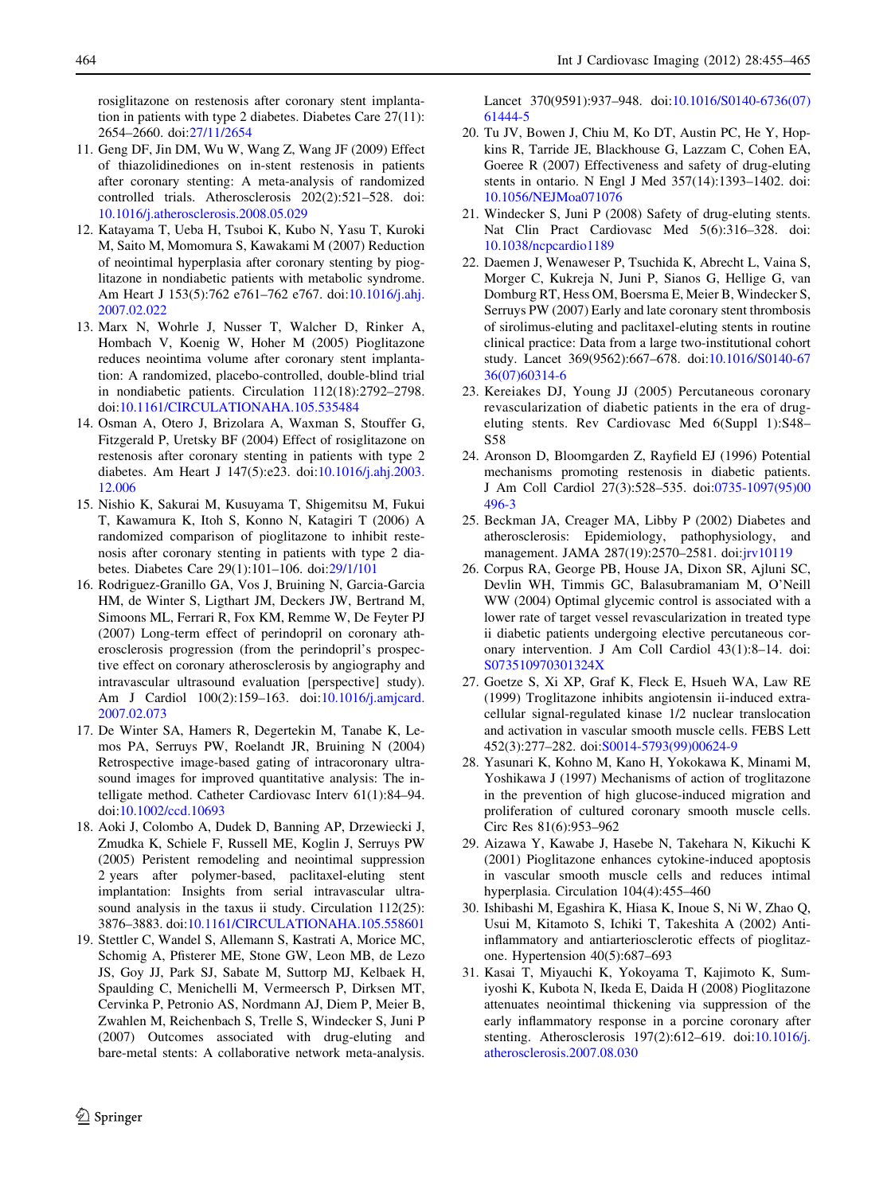rosiglitazone on restenosis after coronary stent implantation in patients with type 2 diabetes. Diabetes Care 27(11): 2654–2660. doi:27/11/2654

11. Geng DF, Jin DM, Wu W, Wang Z, Wang JF (2009) Effect of thiazolidinediones on in-stent restenosis in patients after coronary stenting: A meta-analysis of randomized controlled trials. Atherosclerosis 202(2):521–528. doi: 10.1016/j.atherosclerosis.2008.05.029
12. Katayama T, Ueba H, Tsuboi K, Kubo N, Yasu T, Kuroki M, Saito M, Momomura S, Kawakami M (2007) Reduction of neointimal hyperplasia after coronary stenting by pioglitazone in nondiabetic patients with metabolic syndrome. Am Heart J 153(5):762 e761–762 e767. doi:10.1016/j.ahj.2007.02.022
13. Marx N, Wohrle J, Nusser T, Walcher D, Rinker A, Hombach V, Koenig W, Hoher M (2005) Pioglitazone reduces neointima volume after coronary stent implantation: A randomized, placebo-controlled, double-blind trial in nondiabetic patients. Circulation 112(18):2792–2798. doi:10.1161/CIRCULATIONAHA.105.535484
14. Osman A, Otero J, Brizolara A, Waxman S, Stouffer G, Fitzgerald P, Uretsky BF (2004) Effect of rosiglitazone on restenosis after coronary stenting in patients with type 2 diabetes. Am Heart J 147(5):e23. doi:10.1016/j.ahj.2003.12.006
15. Nishio K, Sakurai M, Kusuyama T, Shigemitsu M, Fukui T, Kawamura K, Itoh S, Konno N, Katagiri T (2006) A randomized comparison of pioglitazone to inhibit restenosis after coronary stenting in patients with type 2 diabetes. Diabetes Care 29(1):101–106. doi:29/1/101
16. Rodriguez-Granillo GA, Vos J, Bruining N, Garcia-Garcia HM, de Winter S, Ligthart JM, Deckers JW, Bertrand M, Simoons ML, Ferrari R, Fox KM, Remme W, De Feyter PJ (2007) Long-term effect of perindopril on coronary atherosclerosis progression (from the perindopril's prospective effect on coronary atherosclerosis by angiography and intravascular ultrasound evaluation [perspective] study). Am J Cardiol 100(2):159–163. doi:10.1016/j.amjcard.2007.02.073
17. De Winter SA, Hamers R, Degertekin M, Tanabe K, Lemos PA, Serruys PW, Roelandt JR, Bruining N (2004) Retrospective image-based gating of intracoronary ultrasound images for improved quantitative analysis: The intelligate method. Catheter Cardiovasc Interv 61(1):84–94. doi:10.1002/ccd.10693
18. Aoki J, Colombo A, Dudek D, Banning AP, Drzewiecki J, Zmudka K, Schiele F, Russell ME, Koglin J, Serruys PW (2005) Peristent remodeling and neointimal suppression 2 years after polymer-based, paclitaxel-eluting stent implantation: Insights from serial intravascular ultrasound analysis in the taxus ii study. Circulation 112(25): 3876–3883. doi:10.1161/CIRCULATIONAHA.105.558601
19. Stettler C, Wandel S, Allemann S, Kastrati A, Morice MC, Schomig A, Pfisterer ME, Stone GW, Leon MB, de Lezo JS, Goy JJ, Park SJ, Sabate M, Suttorp MJ, Kelbaek H, Spaulding C, Menichelli M, Vermeersch P, Dirksen MT, Cervinka P, Petronio AS, Nordmann AJ, Diem P, Meier B, Zwahlen M, Reichenbach S, Trelle S, Windecker S, Juni P (2007) Outcomes associated with drug-eluting and bare-metal stents: A collaborative network meta-analysis. Lancet 370(9591):937–948. doi:10.1016/S0140-6736(07)61444-5
20. Tu JV, Bowen J, Chiu M, Ko DT, Austin PC, He Y, Hopkins R, Tarride JE, Blackhouse G, Lazzam C, Cohen EA, Goeree R (2007) Effectiveness and safety of drug-eluting stents in ontario. N Engl J Med 357(14):1393–1402. doi: 10.1056/NEJMoa071076
21. Windecker S, Juni P (2008) Safety of drug-eluting stents. Nat Clin Pract Cardiovasc Med 5(6):316–328. doi: 10.1038/ncpcardio1189
22. Daemen J, Wenaweser P, Tsuchida K, Abrecht L, Vaina S, Morger C, Kukreja N, Juni P, Sianos G, Hellige G, van Domburg RT, Hess OM, Boersma E, Meier B, Windecker S, Serruys PW (2007) Early and late coronary stent thrombosis of sirolimus-eluting and paclitaxel-eluting stents in routine clinical practice: Data from a large two-institutional cohort study. Lancet 369(9562):667–678. doi:10.1016/S0140-6736(07)60314-6
23. Kereiakes DJ, Young JJ (2005) Percutaneous coronary revascularization of diabetic patients in the era of drug-eluting stents. Rev Cardiovasc Med 6(Suppl 1):S48–S58
24. Aronson D, Bloomgarden Z, Rayfield EJ (1996) Potential mechanisms promoting restenosis in diabetic patients. J Am Coll Cardiol 27(3):528–535. doi:0735-1097(95)00496-3
25. Beckman JA, Creager MA, Libby P (2002) Diabetes and atherosclerosis: Epidemiology, pathophysiology, and management. JAMA 287(19):2570–2581. doi:jrv10119
26. Corpus RA, George PB, House JA, Dixon SR, Ajluni SC, Devlin WH, Timmis GC, Balasubramaniam M, O'Neill WW (2004) Optimal glycemic control is associated with a lower rate of target vessel revascularization in treated type ii diabetic patients undergoing elective percutaneous coronary intervention. J Am Coll Cardiol 43(1):8–14. doi: S073510970301324X
27. Goetze S, Xi XP, Graf K, Fleck E, Hsueh WA, Law RE (1999) Troglitazone inhibits angiotensin ii-induced extracellular signal-regulated kinase 1/2 nuclear translocation and activation in vascular smooth muscle cells. FEBS Lett 452(3):277–282. doi:S0014-5793(99)00624-9
28. Yasunari K, Kohno M, Kano H, Yokokawa K, Minami M, Yoshikawa J (1997) Mechanisms of action of troglitazone in the prevention of high glucose-induced migration and proliferation of cultured coronary smooth muscle cells. Circ Res 81(6):953–962
29. Aizawa Y, Kawabe J, Hasebe N, Takehara N, Kikuchi K (2001) Pioglitazone enhances cytokine-induced apoptosis in vascular smooth muscle cells and reduces intimal hyperplasia. Circulation 104(4):455–460
30. Ishibashi M, Egashira K, Hiasa K, Inoue S, Ni W, Zhao Q, Usui M, Kitamoto S, Ichiki T, Takeshita A (2002) Antiinflammatory and antiarteriosclerotic effects of pioglitazone. Hypertension 40(5):687–693
31. Kasai T, Miyauchi K, Yokoyama T, Kajimoto K, Sumiyoshi K, Kubota N, Ikeda E, Daida H (2008) Pioglitazone attenuates neointimal thickening via suppression of the early inflammatory response in a porcine coronary after stenting. Atherosclerosis 197(2):612–619. doi:10.1016/j.atherosclerosis.2007.08.030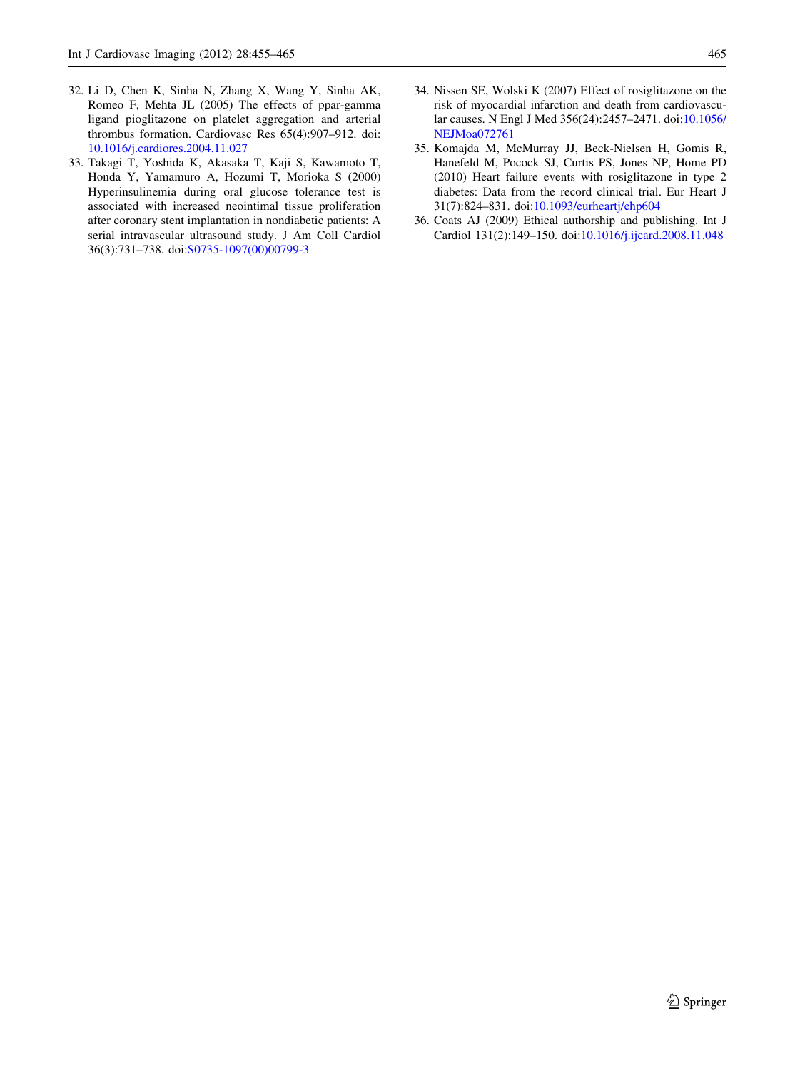32. Li D, Chen K, Sinha N, Zhang X, Wang Y, Sinha AK, Romeo F, Mehta JL (2005) The effects of ppar-gamma ligand pioglitazone on platelet aggregation and arterial thrombus formation. Cardiovasc Res 65(4):907–912. doi:10.1016/j.cardiores.2004.11.027
33. Takagi T, Yoshida K, Akasaka T, Kaji S, Kawamoto T, Honda Y, Yamamuro A, Hozumi T, Morioka S (2000) Hyperinsulinemia during oral glucose tolerance test is associated with increased neointimal tissue proliferation after coronary stent implantation in nondiabetic patients: A serial intravascular ultrasound study. J Am Coll Cardiol 36(3):731–738. doi:S0735-1097(00)00799-3
34. Nissen SE, Wolski K (2007) Effect of rosiglitazone on the risk of myocardial infarction and death from cardiovascular causes. N Engl J Med 356(24):2457–2471. doi:10.1056/NEJMoa072761
35. Komajda M, McMurray JJ, Beck-Nielsen H, Gomis R, Hanefeld M, Pocock SJ, Curtis PS, Jones NP, Home PD (2010) Heart failure events with rosiglitazone in type 2 diabetes: Data from the record clinical trial. Eur Heart J 31(7):824–831. doi:10.1093/eurheartj/ehp604
36. Coats AJ (2009) Ethical authorship and publishing. Int J Cardiol 131(2):149–150. doi:10.1016/j.ijcard.2008.11.048